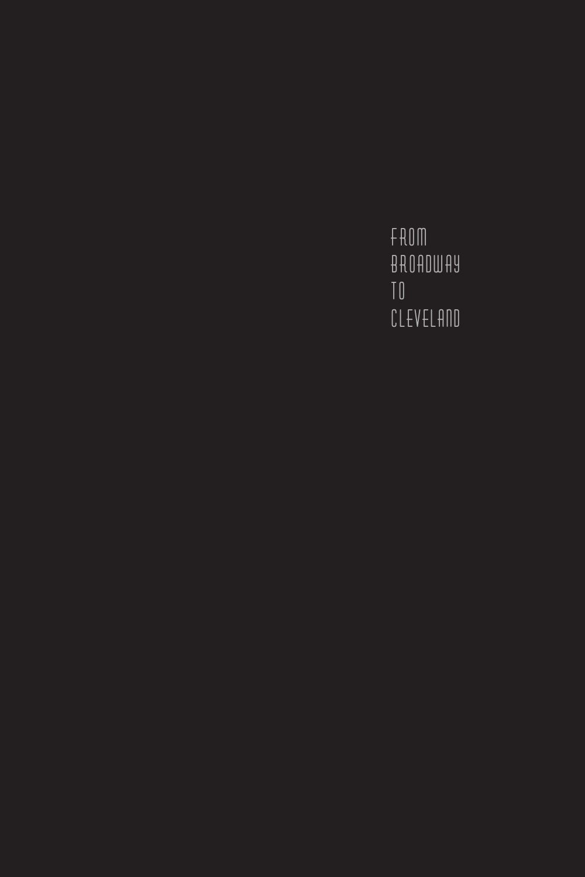# FROM BROADWAY TO CLEVELAND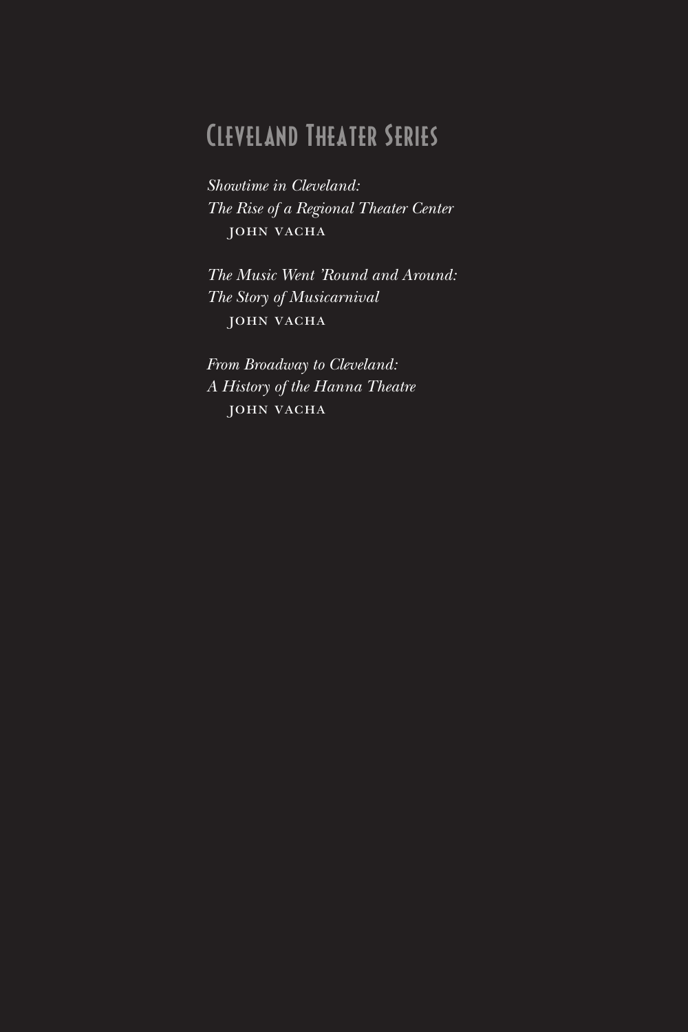# Cleveland Theater Series

*Showtime in Cleveland:*
*The Rise of a Regional Theater Center*
John Vacha

*The Music Went 'Round and Around:*
*The Story of Musicarnival*
John Vacha

*From Broadway to Cleveland:*
*A History of the Hanna Theatre*
John Vacha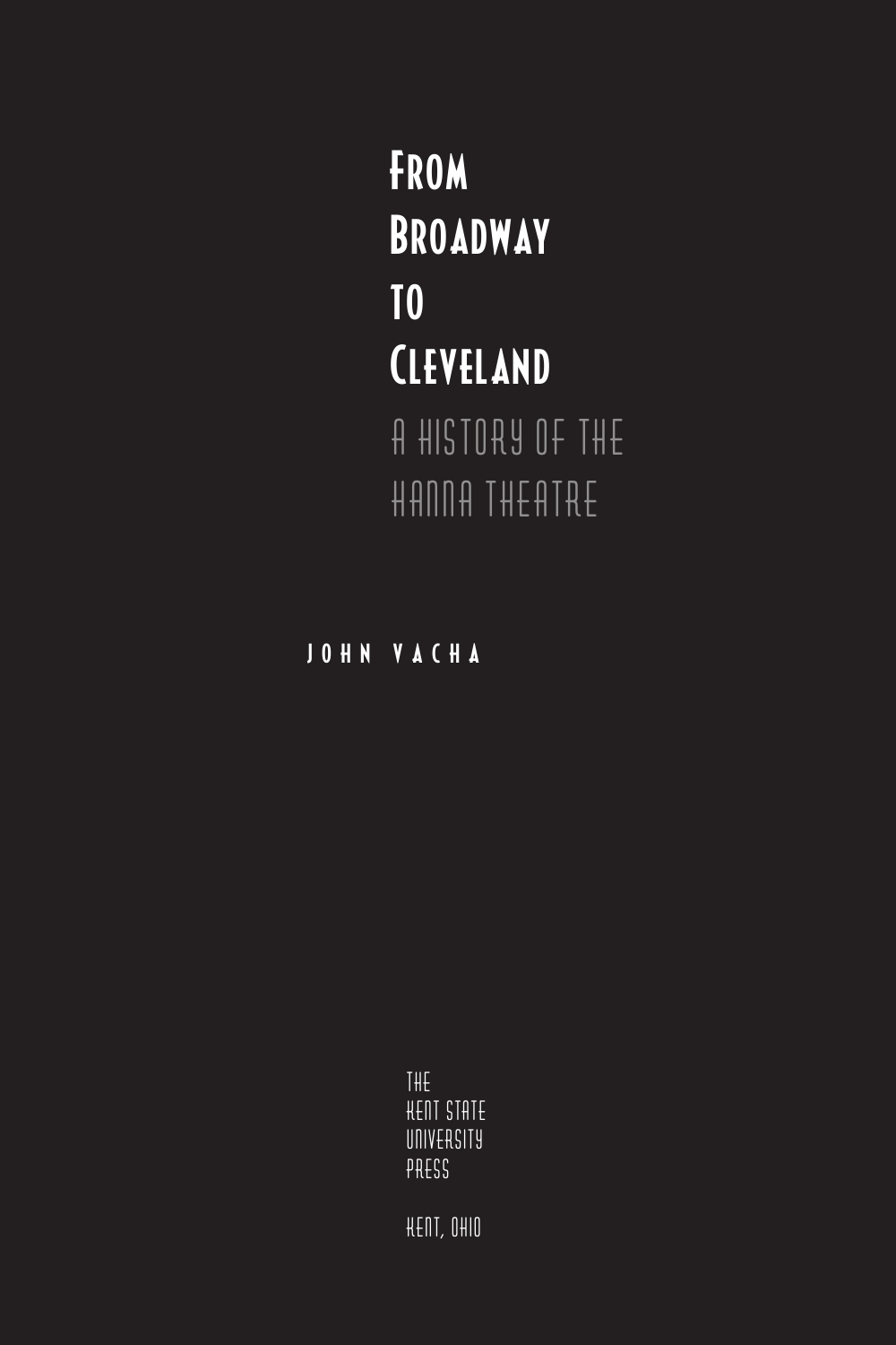# From Broadway to Cleveland

## A History of the Hanna Theatre

John Vacha

The Kent State University Press

Kent, Ohio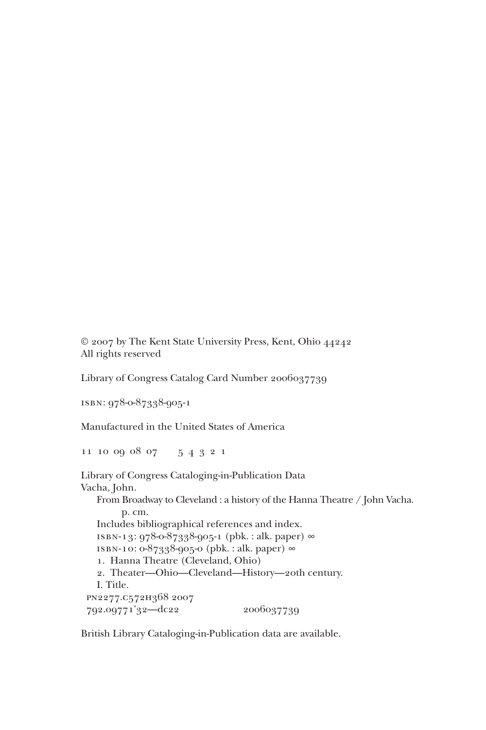© 2007 by The Kent State University Press, Kent, Ohio 44242
All rights reserved

Library of Congress Catalog Card Number 2006037739

ISBN: 978-0-87338-905-1

Manufactured in the United States of America

11 10 09 08 07 5 4 3 2 1

Library of Congress Cataloging-in-Publication Data
Vacha, John.
From Broadway to Cleveland : a history of the Hanna Theatre / John Vacha.
p. cm.
Includes bibliographical references and index.
ISBN-13: 978-0-87338-905-1 (pbk. : alk. paper) ∞
ISBN-10: 0-87338-905-0 (pbk. : alk. paper) ∞
1. Hanna Theatre (Cleveland, Ohio)
2. Theater—Ohio—Cleveland—History—20th century.
I. Title.
PN2277.C572H368 2007
792.09771'32—dc22 2006037739

British Library Cataloging-in-Publication data are available.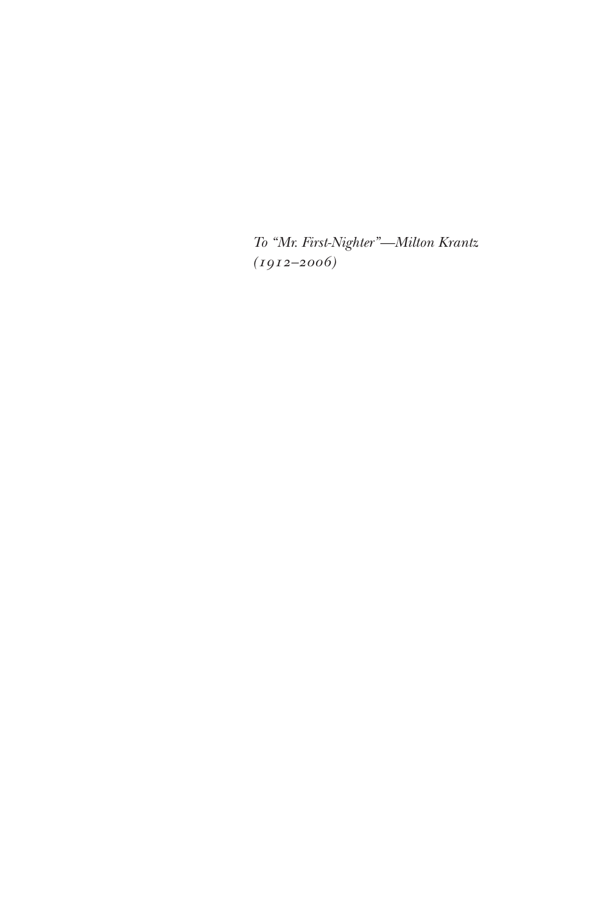*To "Mr. First-Nighter"—Milton Krantz (1912–2006)*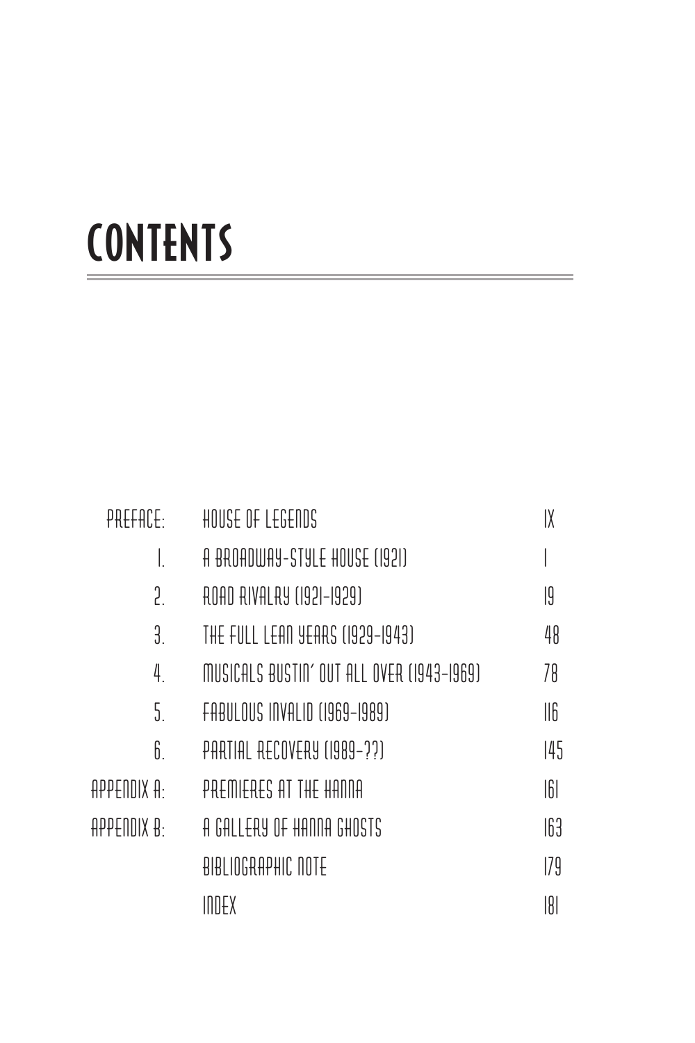# CONTENTS

| | | |
|---|---|---|
| PREFACE: | HOUSE OF LEGENDS | IX |
| 1. | A BROADWAY-STYLE HOUSE (1921) | 1 |
| 2. | ROAD RIVALRY (1921–1929) | 19 |
| 3. | THE FULL LEAN YEARS (1929–1943) | 48 |
| 4. | MUSICALS BUSTIN' OUT ALL OVER (1943–1969) | 78 |
| 5. | FABULOUS INVALID (1969–1989) | 116 |
| 6. | PARTIAL RECOVERY (1989–??) | 145 |
| APPENDIX A: | PREMIERES AT THE HANNA | 161 |
| APPENDIX B: | A GALLERY OF HANNA GHOSTS | 163 |
| | BIBLIOGRAPHIC NOTE | 179 |
| | INDEX | 181 |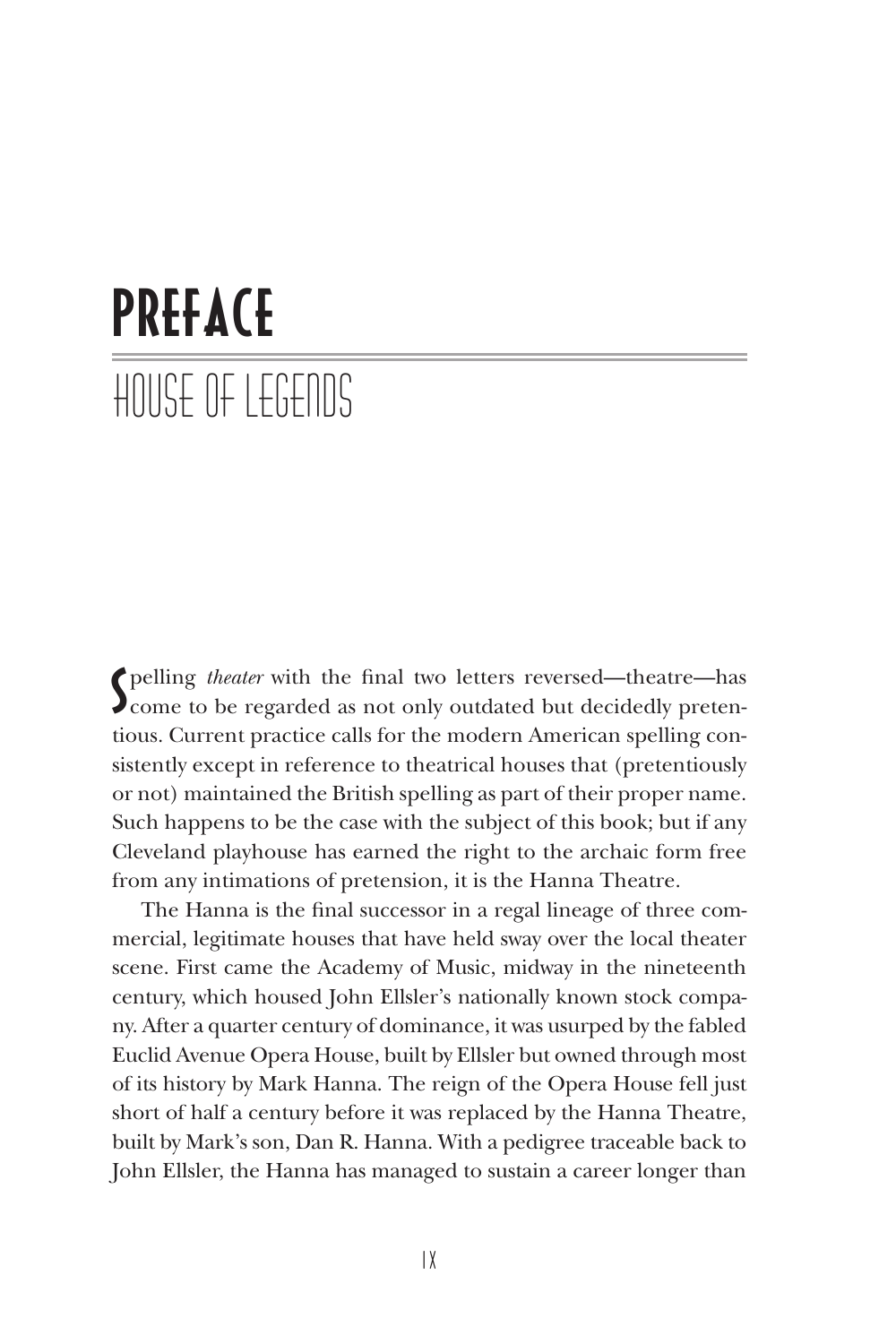# PREFACE

## HOUSE OF LEGENDS

Spelling *theater* with the final two letters reversed—theatre—has come to be regarded as not only outdated but decidedly pretentious. Current practice calls for the modern American spelling consistently except in reference to theatrical houses that (pretentiously or not) maintained the British spelling as part of their proper name. Such happens to be the case with the subject of this book; but if any Cleveland playhouse has earned the right to the archaic form free from any intimations of pretension, it is the Hanna Theatre.

The Hanna is the final successor in a regal lineage of three commercial, legitimate houses that have held sway over the local theater scene. First came the Academy of Music, midway in the nineteenth century, which housed John Ellsler's nationally known stock company. After a quarter century of dominance, it was usurped by the fabled Euclid Avenue Opera House, built by Ellsler but owned through most of its history by Mark Hanna. The reign of the Opera House fell just short of half a century before it was replaced by the Hanna Theatre, built by Mark's son, Dan R. Hanna. With a pedigree traceable back to John Ellsler, the Hanna has managed to sustain a career longer than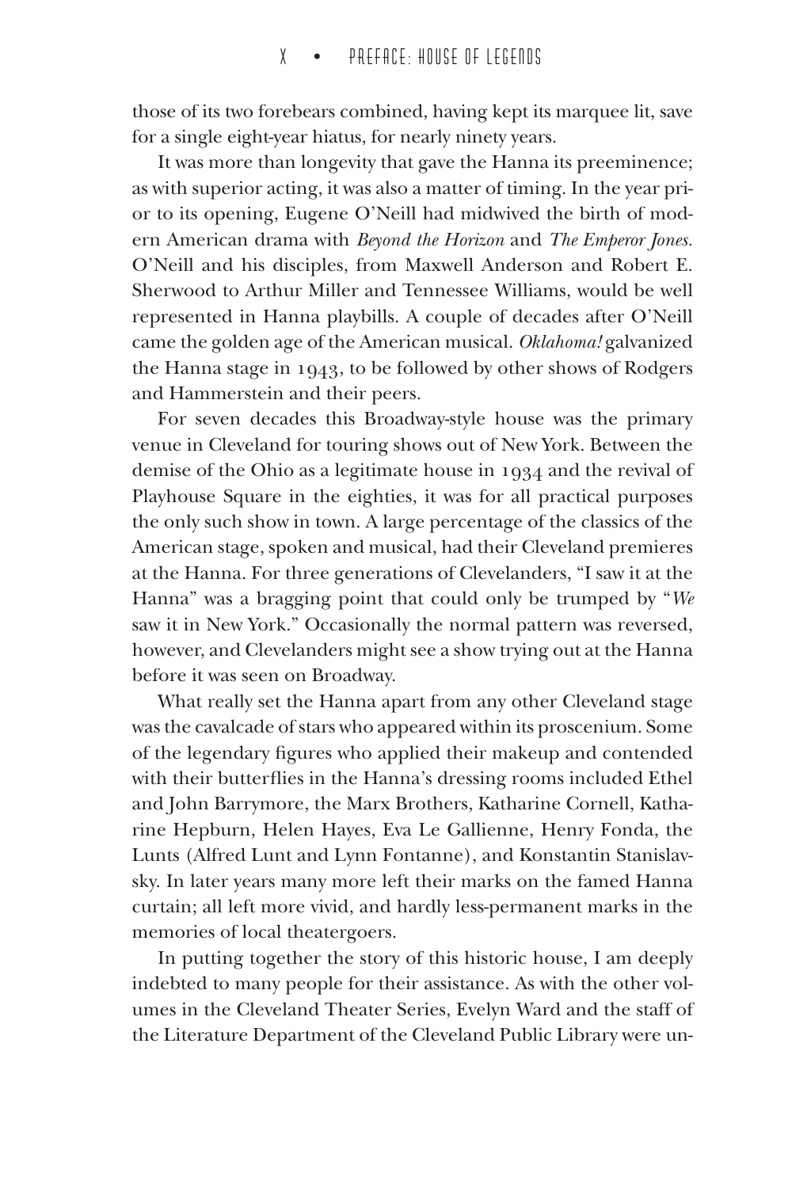those of its two forebears combined, having kept its marquee lit, save for a single eight-year hiatus, for nearly ninety years.

It was more than longevity that gave the Hanna its preeminence; as with superior acting, it was also a matter of timing. In the year prior to its opening, Eugene O'Neill had midwived the birth of modern American drama with *Beyond the Horizon* and *The Emperor Jones*. O'Neill and his disciples, from Maxwell Anderson and Robert E. Sherwood to Arthur Miller and Tennessee Williams, would be well represented in Hanna playbills. A couple of decades after O'Neill came the golden age of the American musical. *Oklahoma!* galvanized the Hanna stage in 1943, to be followed by other shows of Rodgers and Hammerstein and their peers.

For seven decades this Broadway-style house was the primary venue in Cleveland for touring shows out of New York. Between the demise of the Ohio as a legitimate house in 1934 and the revival of Playhouse Square in the eighties, it was for all practical purposes the only such show in town. A large percentage of the classics of the American stage, spoken and musical, had their Cleveland premieres at the Hanna. For three generations of Clevelanders, "I saw it at the Hanna" was a bragging point that could only be trumped by "*We* saw it in New York." Occasionally the normal pattern was reversed, however, and Clevelanders might see a show trying out at the Hanna before it was seen on Broadway.

What really set the Hanna apart from any other Cleveland stage was the cavalcade of stars who appeared within its proscenium. Some of the legendary figures who applied their makeup and contended with their butterflies in the Hanna's dressing rooms included Ethel and John Barrymore, the Marx Brothers, Katharine Cornell, Katharine Hepburn, Helen Hayes, Eva Le Gallienne, Henry Fonda, the Lunts (Alfred Lunt and Lynn Fontanne), and Konstantin Stanislavsky. In later years many more left their marks on the famed Hanna curtain; all left more vivid, and hardly less-permanent marks in the memories of local theatergoers.

In putting together the story of this historic house, I am deeply indebted to many people for their assistance. As with the other volumes in the Cleveland Theater Series, Evelyn Ward and the staff of the Literature Department of the Cleveland Public Library were un-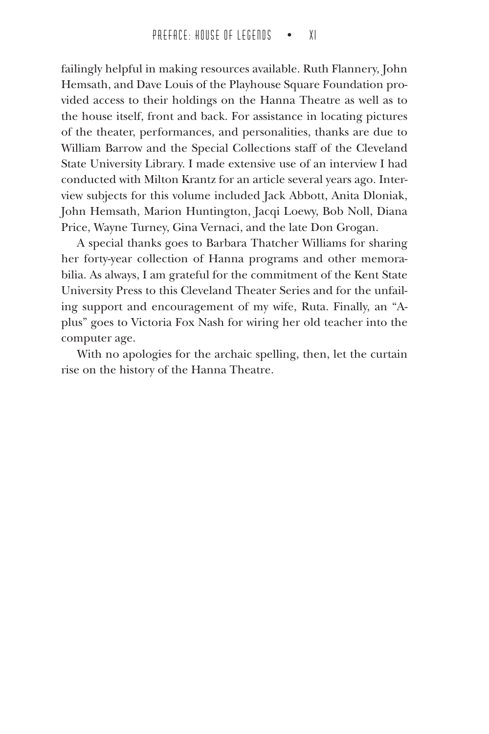failingly helpful in making resources available. Ruth Flannery, John Hemsath, and Dave Louis of the Playhouse Square Foundation provided access to their holdings on the Hanna Theatre as well as to the house itself, front and back. For assistance in locating pictures of the theater, performances, and personalities, thanks are due to William Barrow and the Special Collections staff of the Cleveland State University Library. I made extensive use of an interview I had conducted with Milton Krantz for an article several years ago. Interview subjects for this volume included Jack Abbott, Anita Dloniak, John Hemsath, Marion Huntington, Jacqi Loewy, Bob Noll, Diana Price, Wayne Turney, Gina Vernaci, and the late Don Grogan.

A special thanks goes to Barbara Thatcher Williams for sharing her forty-year collection of Hanna programs and other memorabilia. As always, I am grateful for the commitment of the Kent State University Press to this Cleveland Theater Series and for the unfailing support and encouragement of my wife, Ruta. Finally, an "A-plus" goes to Victoria Fox Nash for wiring her old teacher into the computer age.

With no apologies for the archaic spelling, then, let the curtain rise on the history of the Hanna Theatre.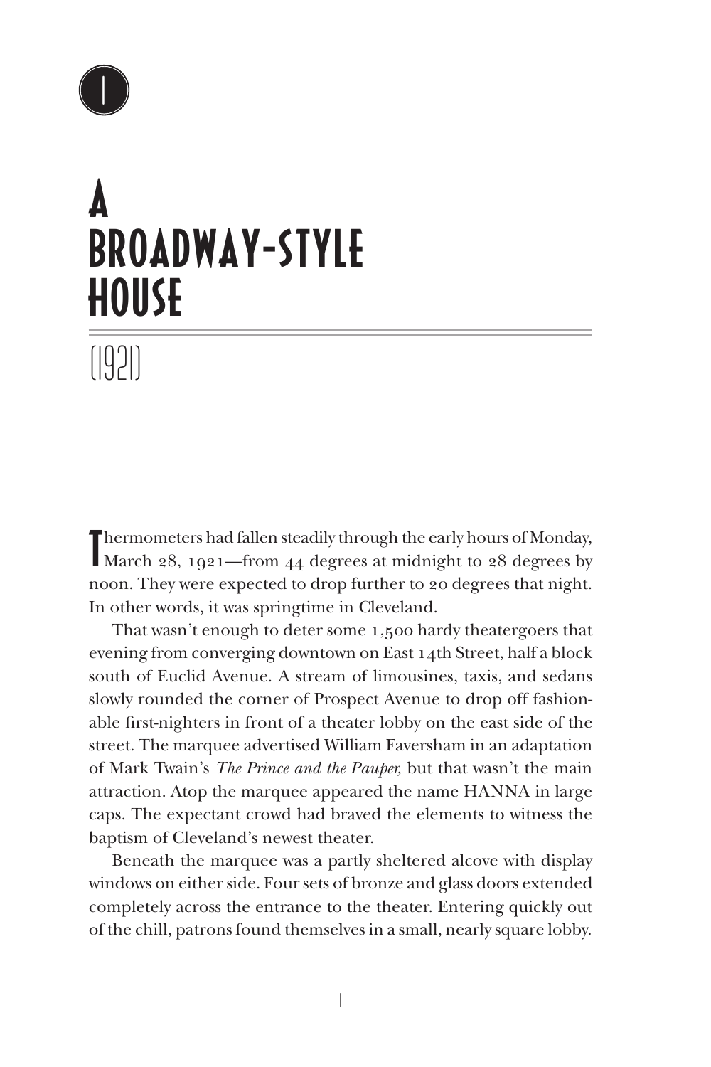# 1

# A BROADWAY-STYLE HOUSE

## (1921)

Thermometers had fallen steadily through the early hours of Monday, March 28, 1921—from 44 degrees at midnight to 28 degrees by noon. They were expected to drop further to 20 degrees that night. In other words, it was springtime in Cleveland.

That wasn't enough to deter some 1,500 hardy theatergoers that evening from converging downtown on East 14th Street, half a block south of Euclid Avenue. A stream of limousines, taxis, and sedans slowly rounded the corner of Prospect Avenue to drop off fashionable first-nighters in front of a theater lobby on the east side of the street. The marquee advertised William Faversham in an adaptation of Mark Twain's *The Prince and the Pauper,* but that wasn't the main attraction. Atop the marquee appeared the name HANNA in large caps. The expectant crowd had braved the elements to witness the baptism of Cleveland's newest theater.

Beneath the marquee was a partly sheltered alcove with display windows on either side. Four sets of bronze and glass doors extended completely across the entrance to the theater. Entering quickly out of the chill, patrons found themselves in a small, nearly square lobby.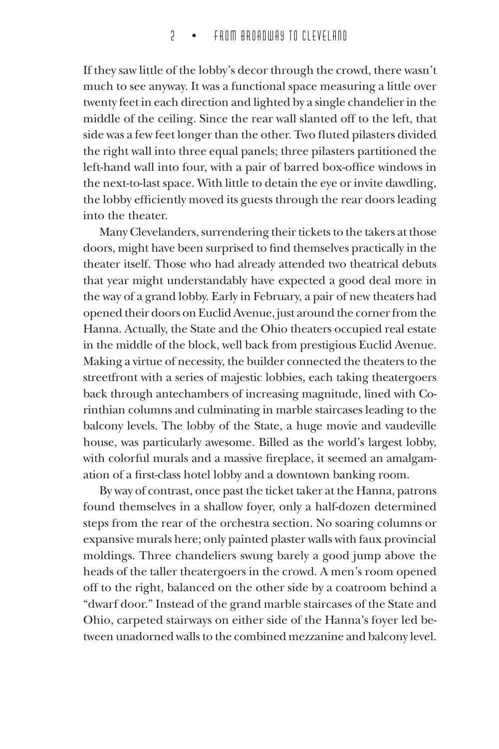If they saw little of the lobby's decor through the crowd, there wasn't much to see anyway. It was a functional space measuring a little over twenty feet in each direction and lighted by a single chandelier in the middle of the ceiling. Since the rear wall slanted off to the left, that side was a few feet longer than the other. Two fluted pilasters divided the right wall into three equal panels; three pilasters partitioned the left-hand wall into four, with a pair of barred box-office windows in the next-to-last space. With little to detain the eye or invite dawdling, the lobby efficiently moved its guests through the rear doors leading into the theater.

Many Clevelanders, surrendering their tickets to the takers at those doors, might have been surprised to find themselves practically in the theater itself. Those who had already attended two theatrical debuts that year might understandably have expected a good deal more in the way of a grand lobby. Early in February, a pair of new theaters had opened their doors on Euclid Avenue, just around the corner from the Hanna. Actually, the State and the Ohio theaters occupied real estate in the middle of the block, well back from prestigious Euclid Avenue. Making a virtue of necessity, the builder connected the theaters to the streetfront with a series of majestic lobbies, each taking theatergoers back through antechambers of increasing magnitude, lined with Corinthian columns and culminating in marble staircases leading to the balcony levels. The lobby of the State, a huge movie and vaudeville house, was particularly awesome. Billed as the world's largest lobby, with colorful murals and a massive fireplace, it seemed an amalgamation of a first-class hotel lobby and a downtown banking room.

By way of contrast, once past the ticket taker at the Hanna, patrons found themselves in a shallow foyer, only a half-dozen determined steps from the rear of the orchestra section. No soaring columns or expansive murals here; only painted plaster walls with faux provincial moldings. Three chandeliers swung barely a good jump above the heads of the taller theatergoers in the crowd. A men's room opened off to the right, balanced on the other side by a coatroom behind a "dwarf door." Instead of the grand marble staircases of the State and Ohio, carpeted stairways on either side of the Hanna's foyer led between unadorned walls to the combined mezzanine and balcony level.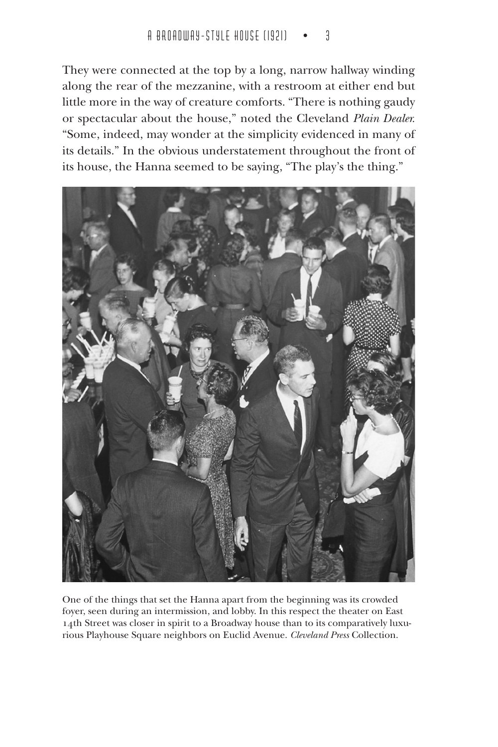They were connected at the top by a long, narrow hallway winding along the rear of the mezzanine, with a restroom at either end but little more in the way of creature comforts. "There is nothing gaudy or spectacular about the house," noted the Cleveland *Plain Dealer*. "Some, indeed, may wonder at the simplicity evidenced in many of its details." In the obvious understatement throughout the front of its house, the Hanna seemed to be saying, "The play's the thing."

One of the things that set the Hanna apart from the beginning was its crowded foyer, seen during an intermission, and lobby. In this respect the theater on East 14th Street was closer in spirit to a Broadway house than to its comparatively luxurious Playhouse Square neighbors on Euclid Avenue. *Cleveland Press* Collection.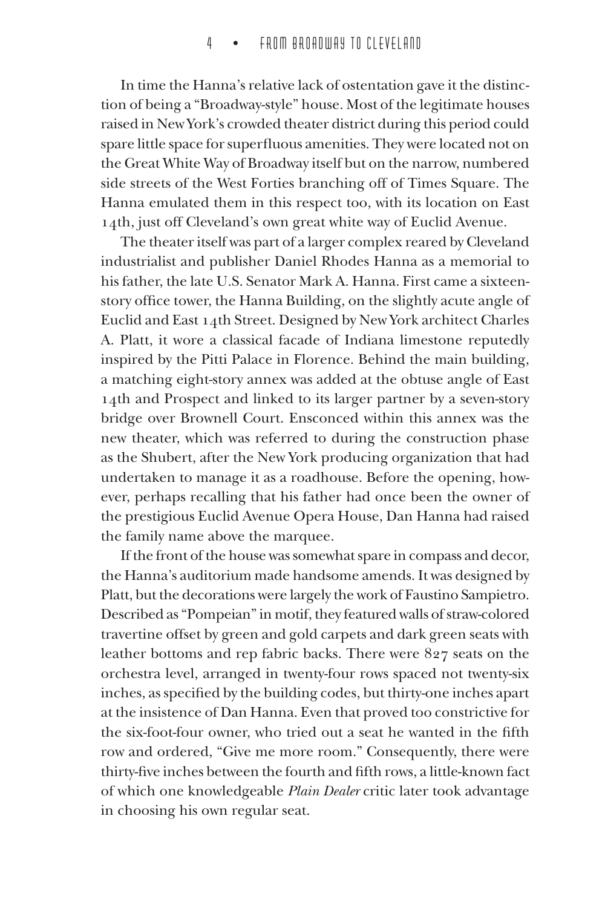In time the Hanna's relative lack of ostentation gave it the distinction of being a "Broadway-style" house. Most of the legitimate houses raised in New York's crowded theater district during this period could spare little space for superfluous amenities. They were located not on the Great White Way of Broadway itself but on the narrow, numbered side streets of the West Forties branching off of Times Square. The Hanna emulated them in this respect too, with its location on East 14th, just off Cleveland's own great white way of Euclid Avenue.

The theater itself was part of a larger complex reared by Cleveland industrialist and publisher Daniel Rhodes Hanna as a memorial to his father, the late U.S. Senator Mark A. Hanna. First came a sixteen-story office tower, the Hanna Building, on the slightly acute angle of Euclid and East 14th Street. Designed by New York architect Charles A. Platt, it wore a classical facade of Indiana limestone reputedly inspired by the Pitti Palace in Florence. Behind the main building, a matching eight-story annex was added at the obtuse angle of East 14th and Prospect and linked to its larger partner by a seven-story bridge over Brownell Court. Ensconced within this annex was the new theater, which was referred to during the construction phase as the Shubert, after the New York producing organization that had undertaken to manage it as a roadhouse. Before the opening, however, perhaps recalling that his father had once been the owner of the prestigious Euclid Avenue Opera House, Dan Hanna had raised the family name above the marquee.

If the front of the house was somewhat spare in compass and decor, the Hanna's auditorium made handsome amends. It was designed by Platt, but the decorations were largely the work of Faustino Sampietro. Described as "Pompeian" in motif, they featured walls of straw-colored travertine offset by green and gold carpets and dark green seats with leather bottoms and rep fabric backs. There were 827 seats on the orchestra level, arranged in twenty-four rows spaced not twenty-six inches, as specified by the building codes, but thirty-one inches apart at the insistence of Dan Hanna. Even that proved too constrictive for the six-foot-four owner, who tried out a seat he wanted in the fifth row and ordered, "Give me more room." Consequently, there were thirty-five inches between the fourth and fifth rows, a little-known fact of which one knowledgeable *Plain Dealer* critic later took advantage in choosing his own regular seat.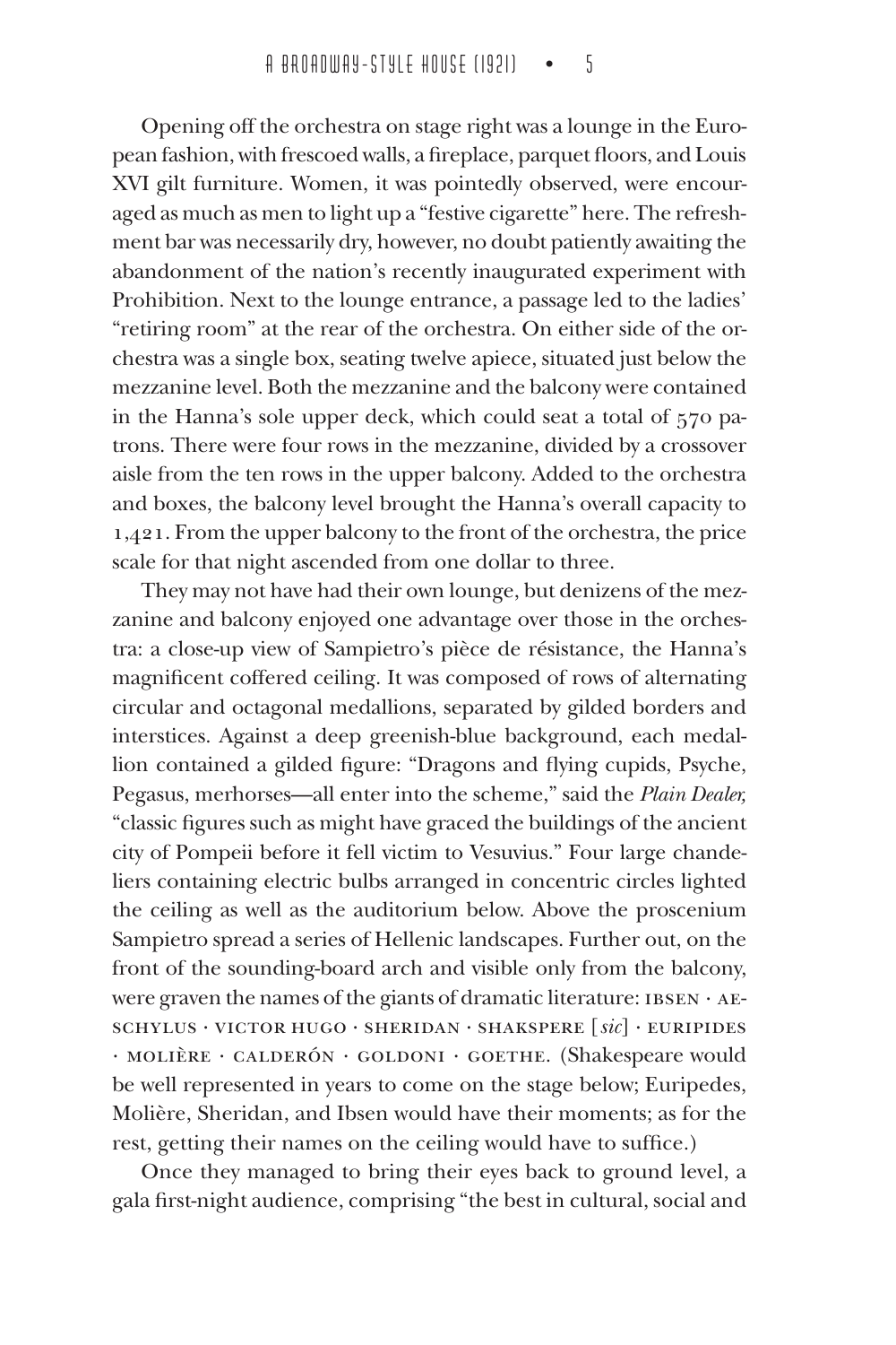Opening off the orchestra on stage right was a lounge in the European fashion, with frescoed walls, a fireplace, parquet floors, and Louis XVI gilt furniture. Women, it was pointedly observed, were encouraged as much as men to light up a "festive cigarette" here. The refreshment bar was necessarily dry, however, no doubt patiently awaiting the abandonment of the nation's recently inaugurated experiment with Prohibition. Next to the lounge entrance, a passage led to the ladies' "retiring room" at the rear of the orchestra. On either side of the orchestra was a single box, seating twelve apiece, situated just below the mezzanine level. Both the mezzanine and the balcony were contained in the Hanna's sole upper deck, which could seat a total of 570 patrons. There were four rows in the mezzanine, divided by a crossover aisle from the ten rows in the upper balcony. Added to the orchestra and boxes, the balcony level brought the Hanna's overall capacity to 1,421. From the upper balcony to the front of the orchestra, the price scale for that night ascended from one dollar to three.

They may not have had their own lounge, but denizens of the mezzanine and balcony enjoyed one advantage over those in the orchestra: a close-up view of Sampietro's pièce de résistance, the Hanna's magnificent coffered ceiling. It was composed of rows of alternating circular and octagonal medallions, separated by gilded borders and interstices. Against a deep greenish-blue background, each medallion contained a gilded figure: "Dragons and flying cupids, Psyche, Pegasus, merhorses—all enter into the scheme," said the *Plain Dealer,* "classic figures such as might have graced the buildings of the ancient city of Pompeii before it fell victim to Vesuvius." Four large chandeliers containing electric bulbs arranged in concentric circles lighted the ceiling as well as the auditorium below. Above the proscenium Sampietro spread a series of Hellenic landscapes. Further out, on the front of the sounding-board arch and visible only from the balcony, were graven the names of the giants of dramatic literature: IBSEN · AESCHYLUS · VICTOR HUGO · SHERIDAN · SHAKSPERE [*sic*] · EURIPIDES · MOLIÈRE · CALDERÓN · GOLDONI · GOETHE. (Shakespeare would be well represented in years to come on the stage below; Euripedes, Molière, Sheridan, and Ibsen would have their moments; as for the rest, getting their names on the ceiling would have to suffice.)

Once they managed to bring their eyes back to ground level, a gala first-night audience, comprising "the best in cultural, social and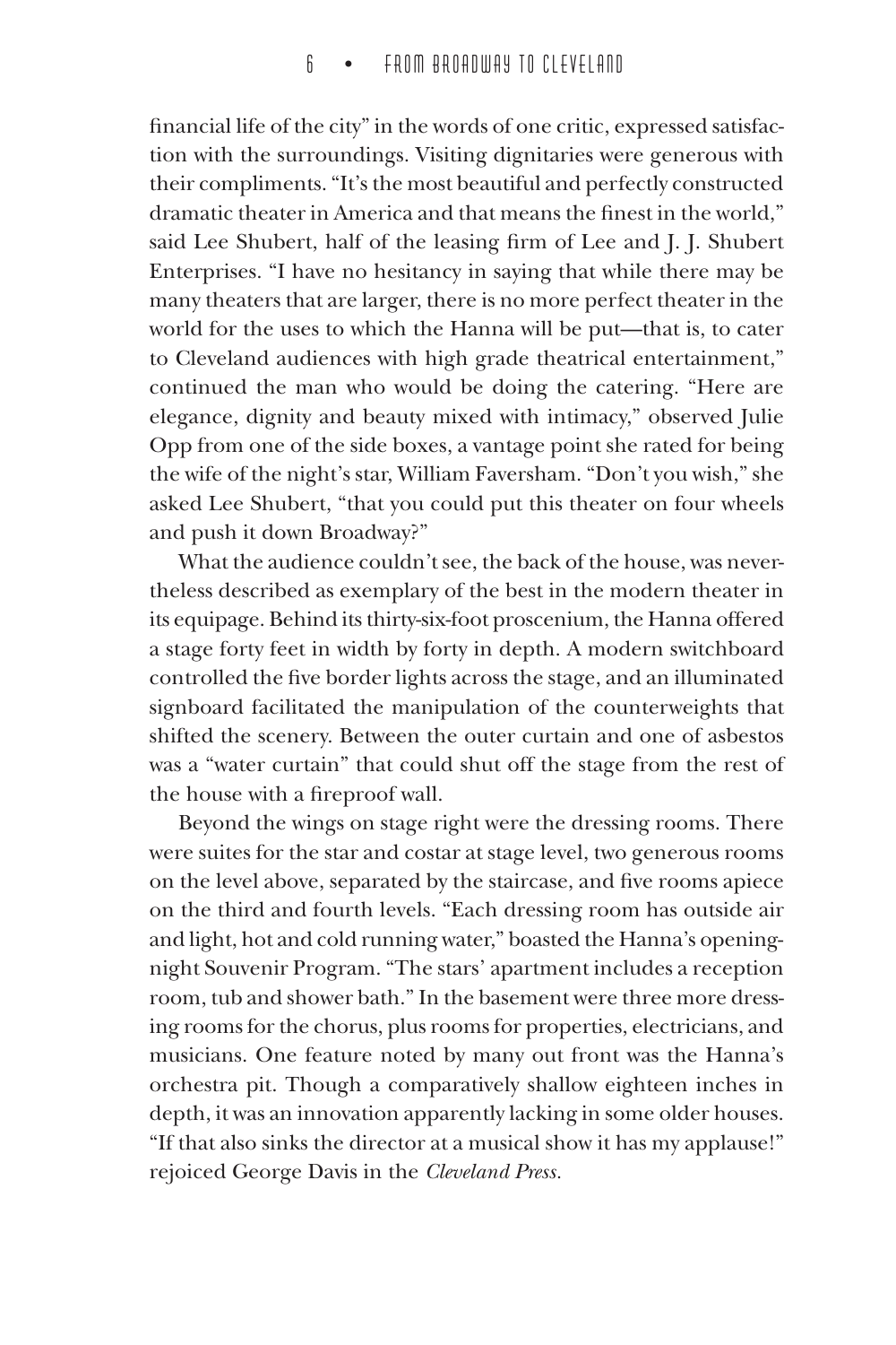financial life of the city" in the words of one critic, expressed satisfaction with the surroundings. Visiting dignitaries were generous with their compliments. "It's the most beautiful and perfectly constructed dramatic theater in America and that means the finest in the world," said Lee Shubert, half of the leasing firm of Lee and J. J. Shubert Enterprises. "I have no hesitancy in saying that while there may be many theaters that are larger, there is no more perfect theater in the world for the uses to which the Hanna will be put—that is, to cater to Cleveland audiences with high grade theatrical entertainment," continued the man who would be doing the catering. "Here are elegance, dignity and beauty mixed with intimacy," observed Julie Opp from one of the side boxes, a vantage point she rated for being the wife of the night's star, William Faversham. "Don't you wish," she asked Lee Shubert, "that you could put this theater on four wheels and push it down Broadway?"

What the audience couldn't see, the back of the house, was nevertheless described as exemplary of the best in the modern theater in its equipage. Behind its thirty-six-foot proscenium, the Hanna offered a stage forty feet in width by forty in depth. A modern switchboard controlled the five border lights across the stage, and an illuminated signboard facilitated the manipulation of the counterweights that shifted the scenery. Between the outer curtain and one of asbestos was a "water curtain" that could shut off the stage from the rest of the house with a fireproof wall.

Beyond the wings on stage right were the dressing rooms. There were suites for the star and costar at stage level, two generous rooms on the level above, separated by the staircase, and five rooms apiece on the third and fourth levels. "Each dressing room has outside air and light, hot and cold running water," boasted the Hanna's opening-night Souvenir Program. "The stars' apartment includes a reception room, tub and shower bath." In the basement were three more dressing rooms for the chorus, plus rooms for properties, electricians, and musicians. One feature noted by many out front was the Hanna's orchestra pit. Though a comparatively shallow eighteen inches in depth, it was an innovation apparently lacking in some older houses. "If that also sinks the director at a musical show it has my applause!" rejoiced George Davis in the *Cleveland Press.*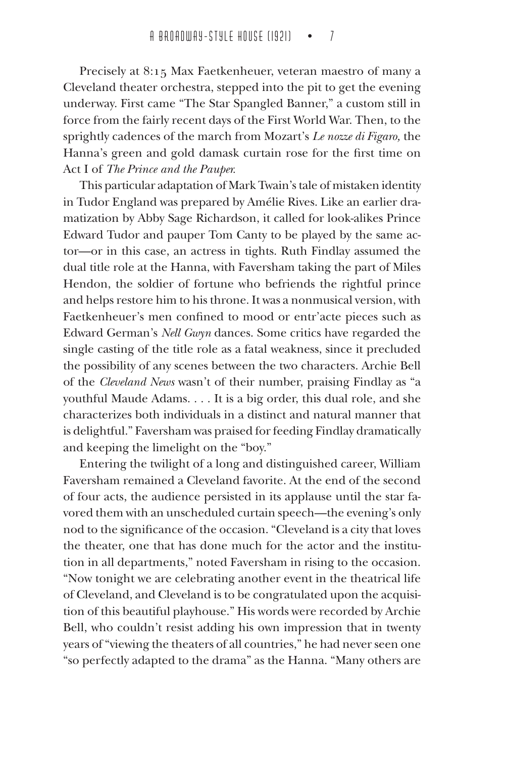Precisely at 8:15 Max Faetkenheuer, veteran maestro of many a Cleveland theater orchestra, stepped into the pit to get the evening underway. First came "The Star Spangled Banner," a custom still in force from the fairly recent days of the First World War. Then, to the sprightly cadences of the march from Mozart's *Le nozze di Figaro,* the Hanna's green and gold damask curtain rose for the first time on Act I of *The Prince and the Pauper.*

This particular adaptation of Mark Twain's tale of mistaken identity in Tudor England was prepared by Amélie Rives. Like an earlier dramatization by Abby Sage Richardson, it called for look-alikes Prince Edward Tudor and pauper Tom Canty to be played by the same actor—or in this case, an actress in tights. Ruth Findlay assumed the dual title role at the Hanna, with Faversham taking the part of Miles Hendon, the soldier of fortune who befriends the rightful prince and helps restore him to his throne. It was a nonmusical version, with Faetkenheuer's men confined to mood or entr'acte pieces such as Edward German's *Nell Gwyn* dances. Some critics have regarded the single casting of the title role as a fatal weakness, since it precluded the possibility of any scenes between the two characters. Archie Bell of the *Cleveland News* wasn't of their number, praising Findlay as "a youthful Maude Adams. . . . It is a big order, this dual role, and she characterizes both individuals in a distinct and natural manner that is delightful." Faversham was praised for feeding Findlay dramatically and keeping the limelight on the "boy."

Entering the twilight of a long and distinguished career, William Faversham remained a Cleveland favorite. At the end of the second of four acts, the audience persisted in its applause until the star favored them with an unscheduled curtain speech—the evening's only nod to the significance of the occasion. "Cleveland is a city that loves the theater, one that has done much for the actor and the institution in all departments," noted Faversham in rising to the occasion. "Now tonight we are celebrating another event in the theatrical life of Cleveland, and Cleveland is to be congratulated upon the acquisition of this beautiful playhouse." His words were recorded by Archie Bell, who couldn't resist adding his own impression that in twenty years of "viewing the theaters of all countries," he had never seen one "so perfectly adapted to the drama" as the Hanna. "Many others are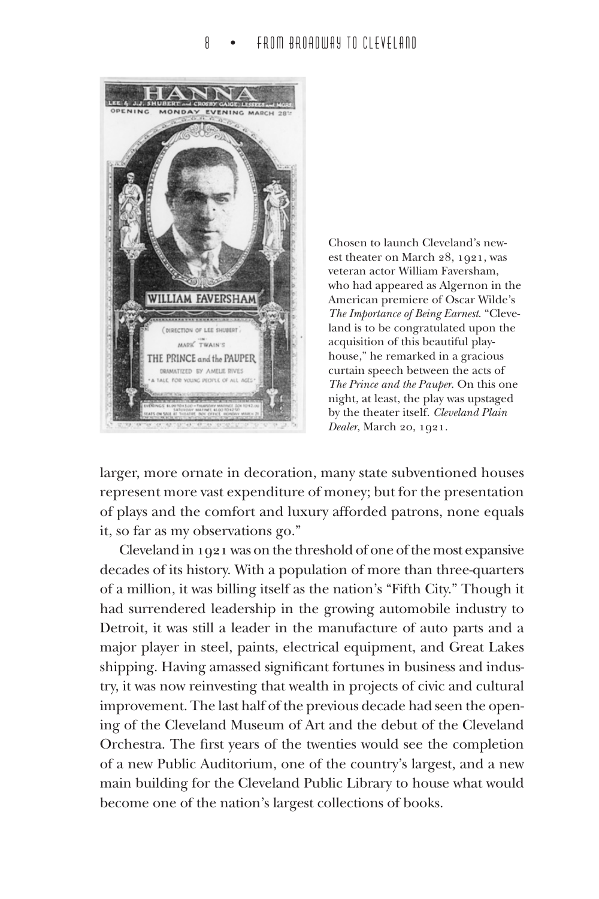Chosen to launch Cleveland's newest theater on March 28, 1921, was veteran actor William Faversham, who had appeared as Algernon in the American premiere of Oscar Wilde's *The Importance of Being Earnest*. "Cleveland is to be congratulated upon the acquisition of this beautiful playhouse," he remarked in a gracious curtain speech between the acts of *The Prince and the Pauper*. On this one night, at least, the play was upstaged by the theater itself. *Cleveland Plain Dealer*, March 20, 1921.

larger, more ornate in decoration, many state subventioned houses represent more vast expenditure of money; but for the presentation of plays and the comfort and luxury afforded patrons, none equals it, so far as my observations go."

Cleveland in 1921 was on the threshold of one of the most expansive decades of its history. With a population of more than three-quarters of a million, it was billing itself as the nation's "Fifth City." Though it had surrendered leadership in the growing automobile industry to Detroit, it was still a leader in the manufacture of auto parts and a major player in steel, paints, electrical equipment, and Great Lakes shipping. Having amassed significant fortunes in business and industry, it was now reinvesting that wealth in projects of civic and cultural improvement. The last half of the previous decade had seen the opening of the Cleveland Museum of Art and the debut of the Cleveland Orchestra. The first years of the twenties would see the completion of a new Public Auditorium, one of the country's largest, and a new main building for the Cleveland Public Library to house what would become one of the nation's largest collections of books.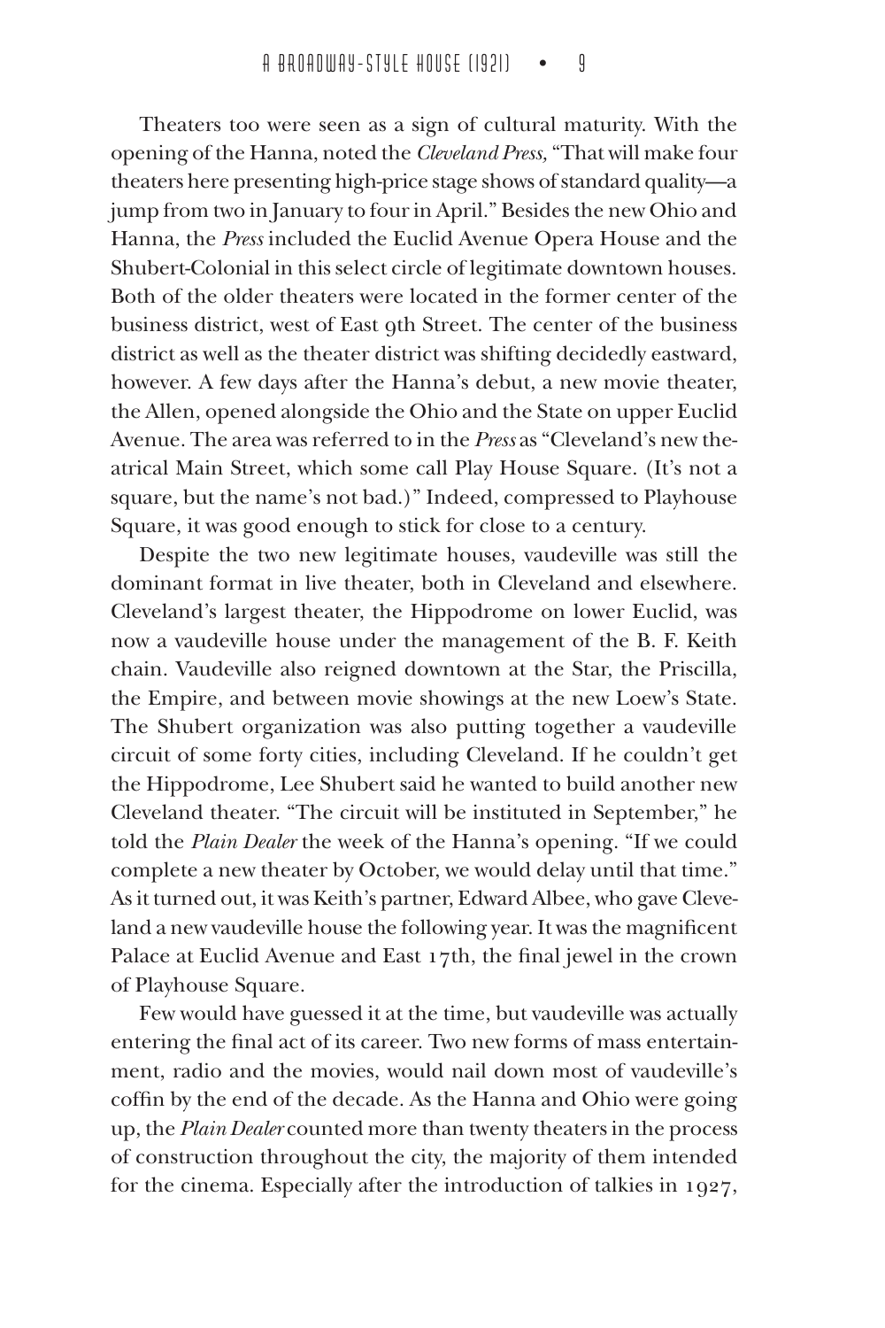Theaters too were seen as a sign of cultural maturity. With the opening of the Hanna, noted the *Cleveland Press,* "That will make four theaters here presenting high-price stage shows of standard quality—a jump from two in January to four in April." Besides the new Ohio and Hanna, the *Press* included the Euclid Avenue Opera House and the Shubert-Colonial in this select circle of legitimate downtown houses. Both of the older theaters were located in the former center of the business district, west of East 9th Street. The center of the business district as well as the theater district was shifting decidedly eastward, however. A few days after the Hanna's debut, a new movie theater, the Allen, opened alongside the Ohio and the State on upper Euclid Avenue. The area was referred to in the *Press* as "Cleveland's new theatrical Main Street, which some call Play House Square. (It's not a square, but the name's not bad.)" Indeed, compressed to Playhouse Square, it was good enough to stick for close to a century.

Despite the two new legitimate houses, vaudeville was still the dominant format in live theater, both in Cleveland and elsewhere. Cleveland's largest theater, the Hippodrome on lower Euclid, was now a vaudeville house under the management of the B. F. Keith chain. Vaudeville also reigned downtown at the Star, the Priscilla, the Empire, and between movie showings at the new Loew's State. The Shubert organization was also putting together a vaudeville circuit of some forty cities, including Cleveland. If he couldn't get the Hippodrome, Lee Shubert said he wanted to build another new Cleveland theater. "The circuit will be instituted in September," he told the *Plain Dealer* the week of the Hanna's opening. "If we could complete a new theater by October, we would delay until that time." As it turned out, it was Keith's partner, Edward Albee, who gave Cleveland a new vaudeville house the following year. It was the magnificent Palace at Euclid Avenue and East 17th, the final jewel in the crown of Playhouse Square.

Few would have guessed it at the time, but vaudeville was actually entering the final act of its career. Two new forms of mass entertainment, radio and the movies, would nail down most of vaudeville's coffin by the end of the decade. As the Hanna and Ohio were going up, the *Plain Dealer* counted more than twenty theaters in the process of construction throughout the city, the majority of them intended for the cinema. Especially after the introduction of talkies in 1927,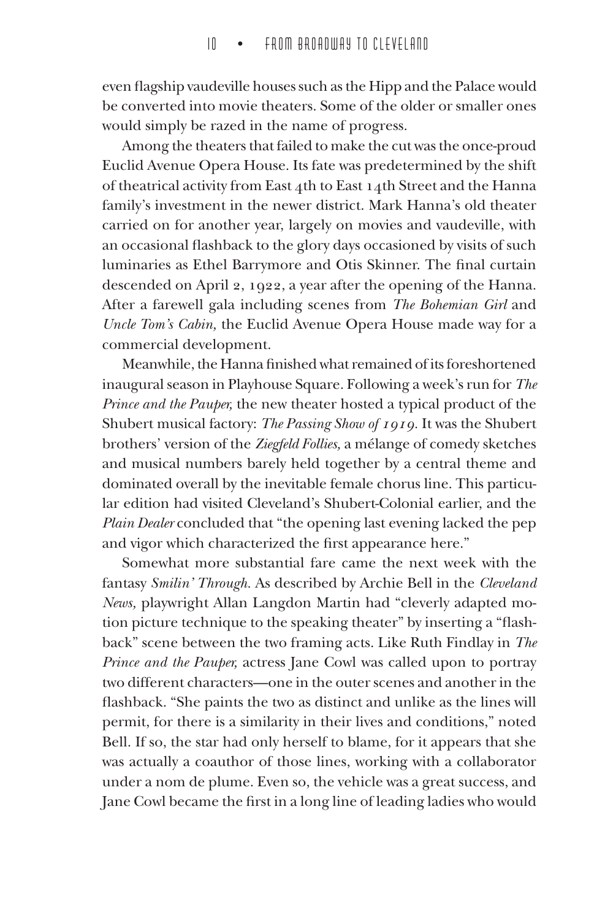even flagship vaudeville houses such as the Hipp and the Palace would be converted into movie theaters. Some of the older or smaller ones would simply be razed in the name of progress.

Among the theaters that failed to make the cut was the once-proud Euclid Avenue Opera House. Its fate was predetermined by the shift of theatrical activity from East 4th to East 14th Street and the Hanna family's investment in the newer district. Mark Hanna's old theater carried on for another year, largely on movies and vaudeville, with an occasional flashback to the glory days occasioned by visits of such luminaries as Ethel Barrymore and Otis Skinner. The final curtain descended on April 2, 1922, a year after the opening of the Hanna. After a farewell gala including scenes from *The Bohemian Girl* and *Uncle Tom's Cabin,* the Euclid Avenue Opera House made way for a commercial development.

Meanwhile, the Hanna finished what remained of its foreshortened inaugural season in Playhouse Square. Following a week's run for *The Prince and the Pauper,* the new theater hosted a typical product of the Shubert musical factory: *The Passing Show of 1919*. It was the Shubert brothers' version of the *Ziegfeld Follies,* a mélange of comedy sketches and musical numbers barely held together by a central theme and dominated overall by the inevitable female chorus line. This particular edition had visited Cleveland's Shubert-Colonial earlier, and the *Plain Dealer* concluded that "the opening last evening lacked the pep and vigor which characterized the first appearance here."

Somewhat more substantial fare came the next week with the fantasy *Smilin' Through*. As described by Archie Bell in the *Cleveland News,* playwright Allan Langdon Martin had "cleverly adapted motion picture technique to the speaking theater" by inserting a "flashback" scene between the two framing acts. Like Ruth Findlay in *The Prince and the Pauper,* actress Jane Cowl was called upon to portray two different characters—one in the outer scenes and another in the flashback. "She paints the two as distinct and unlike as the lines will permit, for there is a similarity in their lives and conditions," noted Bell. If so, the star had only herself to blame, for it appears that she was actually a coauthor of those lines, working with a collaborator under a nom de plume. Even so, the vehicle was a great success, and Jane Cowl became the first in a long line of leading ladies who would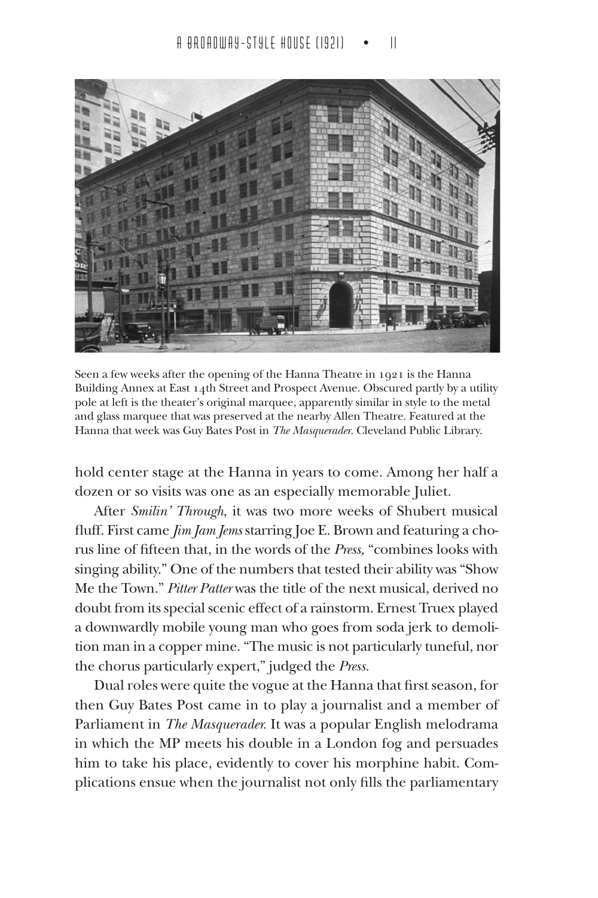Seen a few weeks after the opening of the Hanna Theatre in 1921 is the Hanna Building Annex at East 14th Street and Prospect Avenue. Obscured partly by a utility pole at left is the theater's original marquee, apparently similar in style to the metal and glass marquee that was preserved at the nearby Allen Theatre. Featured at the Hanna that week was Guy Bates Post in *The Masquerader.* Cleveland Public Library.

hold center stage at the Hanna in years to come. Among her half a dozen or so visits was one as an especially memorable Juliet.

After *Smilin' Through,* it was two more weeks of Shubert musical fluff. First came *Jim Jam Jems* starring Joe E. Brown and featuring a chorus line of fifteen that, in the words of the *Press,* "combines looks with singing ability." One of the numbers that tested their ability was "Show Me the Town." *Pitter Patter* was the title of the next musical, derived no doubt from its special scenic effect of a rainstorm. Ernest Truex played a downwardly mobile young man who goes from soda jerk to demolition man in a copper mine. "The music is not particularly tuneful, nor the chorus particularly expert," judged the *Press.*

Dual roles were quite the vogue at the Hanna that first season, for then Guy Bates Post came in to play a journalist and a member of Parliament in *The Masquerader.* It was a popular English melodrama in which the MP meets his double in a London fog and persuades him to take his place, evidently to cover his morphine habit. Complications ensue when the journalist not only fills the parliamentary